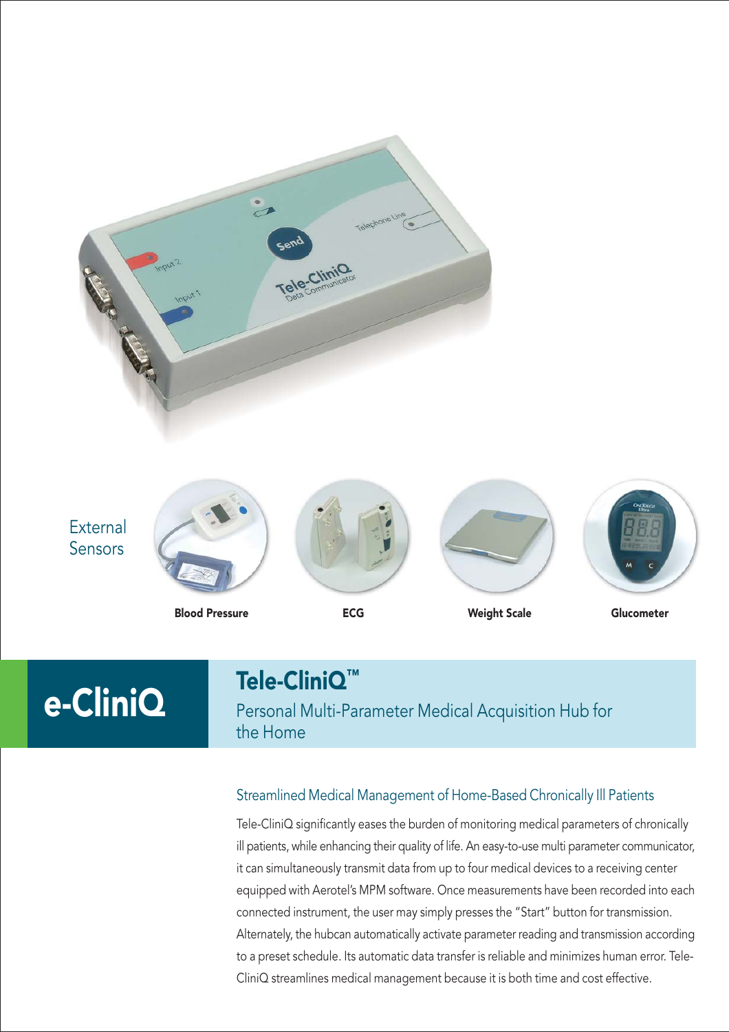External Sensors

**Blood Pressure** | **ECG** | **Weight Scale** | **Glucometer**

# e-CliniQ

## Tele-CliniQ™

Personal Multi-Parameter Medical Acquisition Hub for the Home

### Streamlined Medical Management of Home-Based Chronically Ill Patients

Tele-CliniQ significantly eases the burden of monitoring medical parameters of chronically ill patients, while enhancing their quality of life. An easy-to-use multi parameter communicator, it can simultaneously transmit data from up to four medical devices to a receiving center equipped with Aerotel's MPM software. Once measurements have been recorded into each connected instrument, the user may simply presses the "Start" button for transmission. Alternately, the hubcan automatically activate parameter reading and transmission according to a preset schedule. Its automatic data transfer is reliable and minimizes human error. Tele-CliniQ streamlines medical management because it is both time and cost effective.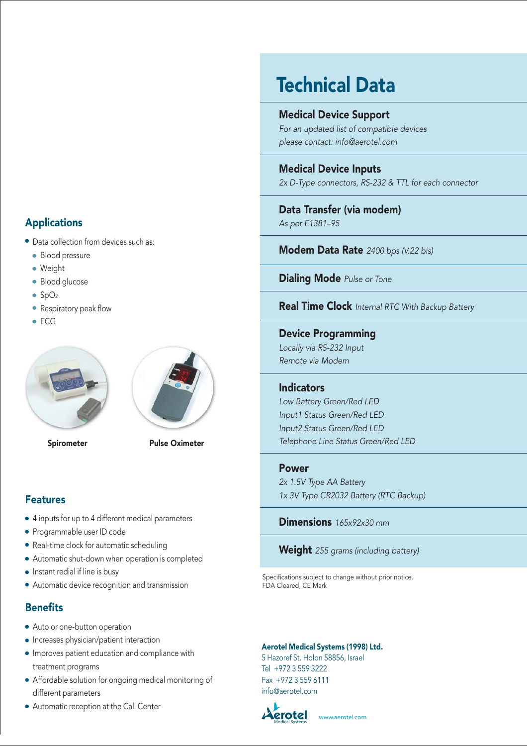## Applications

- Data collection from devices such as:
  - Blood pressure
  - Weight
  - Blood glucose
  - $SpO_2$
  - Respiratory peak flow
  - ECG

**Spirometer**

**Pulse Oximeter**

## Features

- 4 inputs for up to 4 different medical parameters
- Programmable user ID code
- Real-time clock for automatic scheduling
- Automatic shut-down when operation is completed
- Instant redial if line is busy
- Automatic device recognition and transmission

## Benefits

- Auto or one-button operation
- Increases physician/patient interaction
- Improves patient education and compliance with treatment programs
- Affordable solution for ongoing medical monitoring of different parameters
- Automatic reception at the Call Center

# Technical Data

### Medical Device Support
*For an updated list of compatible devices please contact: info@aerotel.com*

### Medical Device Inputs
*2x D-Type connectors, RS-232 & TTL for each connector*

### Data Transfer (via modem)
*As per E1381–95*

**Modem Data Rate** *2400 bps (V.22 bis)*

**Dialing Mode** *Pulse or Tone*

**Real Time Clock** *Internal RTC With Backup Battery*

### Device Programming
*Locally via RS-232 Input*
*Remote via Modem*

### Indicators
*Low Battery Green/Red LED*
*Input1 Status Green/Red LED*
*Input2 Status Green/Red LED*
*Telephone Line Status Green/Red LED*

### Power
*2x 1.5V Type AA Battery*
*1x 3V Type CR2032 Battery (RTC Backup)*

**Dimensions** *165x92x30 mm*

**Weight** *255 grams (including battery)*

Specifications subject to change without prior notice.
FDA Cleared, CE Mark

**Aerotel Medical Systems (1998) Ltd.**
5 Hazoref St. Holon 58856, Israel
Tel +972 3 559 3222
Fax +972 3 559 6111
info@aerotel.com

Aerotel Medical Systems www.aerotel.com